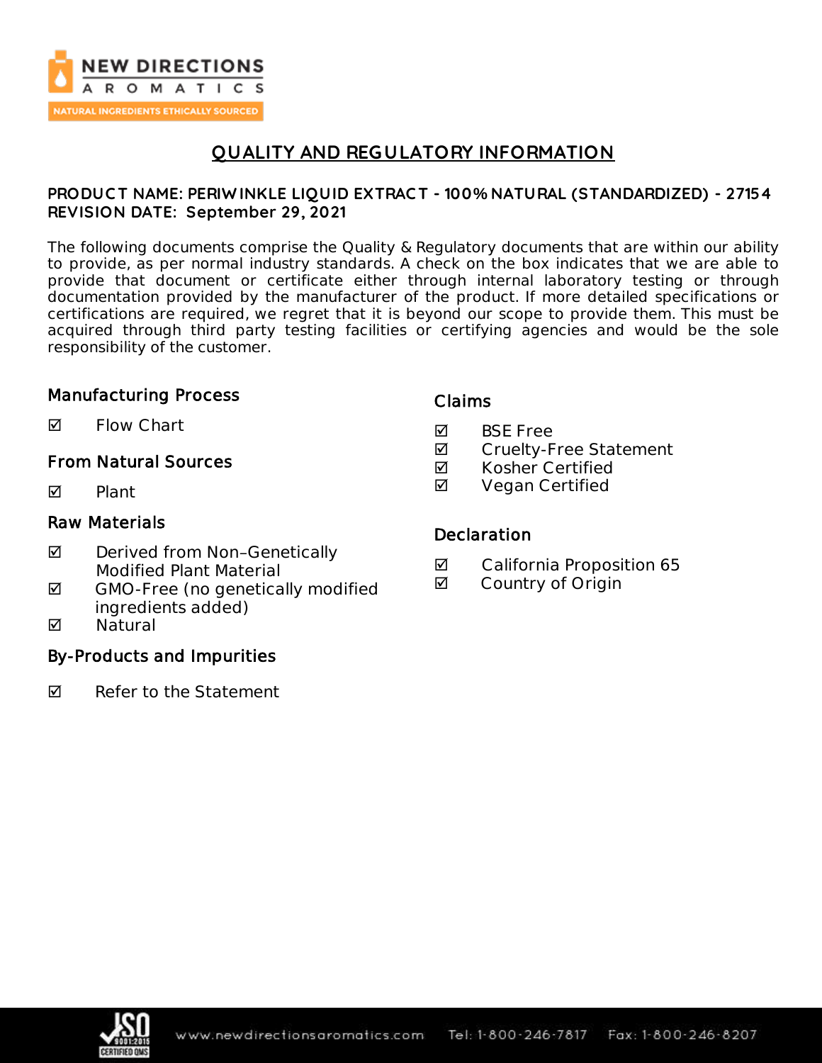# QUALITY AND REGULATORY INFORMATION

**PRODUCT NAME: PERIWINKLE LIQUID EXTRACT - 100% NATURAL (STANDARDIZED) - 27154**
**REVISION DATE: September 29, 2021**

The following documents comprise the Quality & Regulatory documents that are within our ability to provide, as per normal industry standards. A check on the box indicates that we are able to provide that document or certificate either through internal laboratory testing or through documentation provided by the manufacturer of the product. If more detailed specifications or certifications are required, we regret that it is beyond our scope to provide them. This must be acquired through third party testing facilities or certifying agencies and would be the sole responsibility of the customer.

## Manufacturing Process

- ☑ Flow Chart

## From Natural Sources

- ☑ Plant

## Raw Materials

- ☑ Derived from Non–Genetically Modified Plant Material
- ☑ GMO-Free (no genetically modified ingredients added)
- ☑ Natural

## By-Products and Impurities

- ☑ Refer to the Statement

## Claims

- ☑ BSE Free
- ☑ Cruelty-Free Statement
- ☑ Kosher Certified
- ☑ Vegan Certified

## Declaration

- ☑ California Proposition 65
- ☑ Country of Origin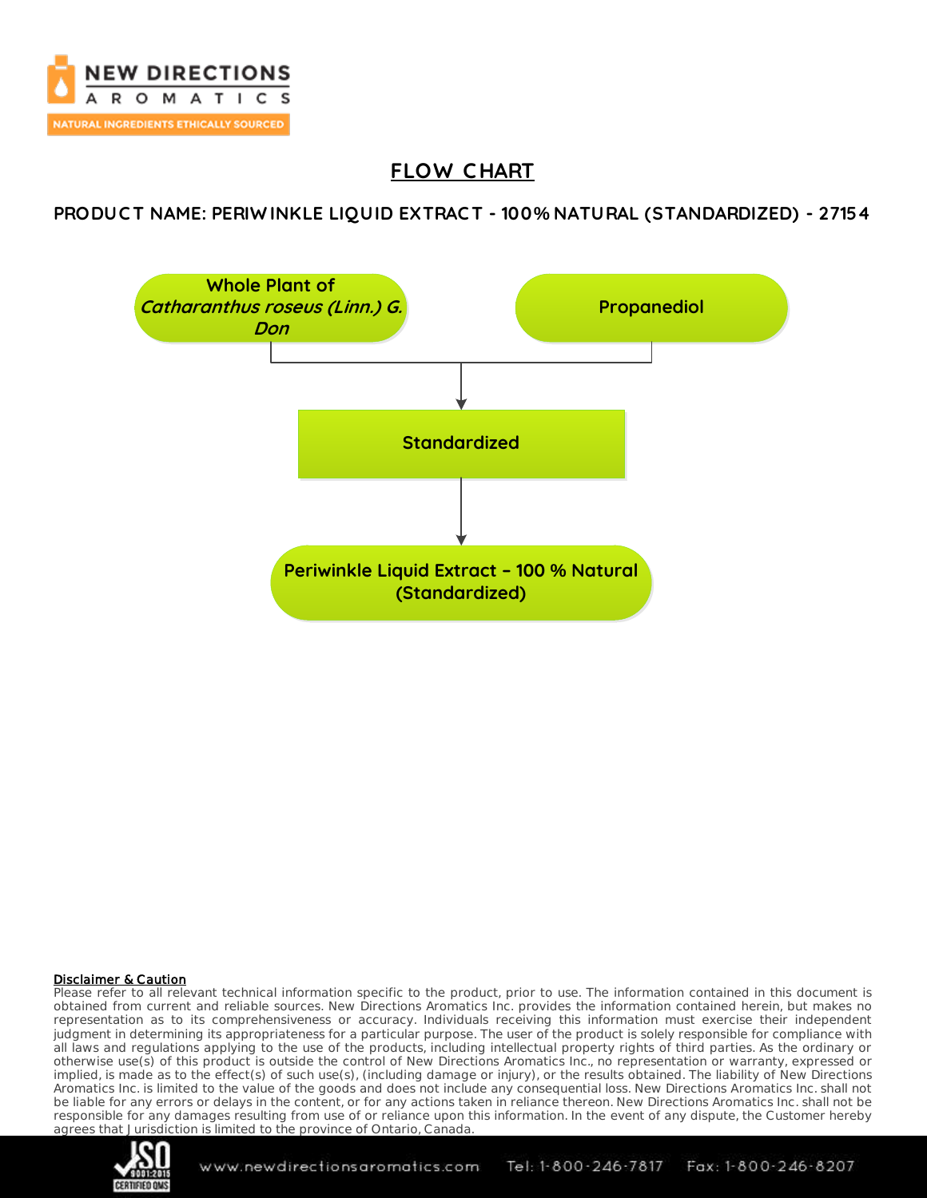# FLOW CHART

## PRODUCT NAME: PERIWINKLE LIQUID EXTRACT - 100% NATURAL (STANDARDIZED) - 27154

Whole Plant of *Catharanthus roseus (Linn.) G. Don*

Propanediol

Standardized

Periwinkle Liquid Extract – 100 % Natural (Standardized)

**Disclaimer & Caution**

Please refer to all relevant technical information specific to the product, prior to use. The information contained in this document is obtained from current and reliable sources. New Directions Aromatics Inc. provides the information contained herein, but makes no representation as to its comprehensiveness or accuracy. Individuals receiving this information must exercise their independent judgment in determining its appropriateness for a particular purpose. The user of the product is solely responsible for compliance with all laws and regulations applying to the use of the products, including intellectual property rights of third parties. As the ordinary or otherwise use(s) of this product is outside the control of New Directions Aromatics Inc., no representation or warranty, expressed or implied, is made as to the effect(s) of such use(s), (including damage or injury), or the results obtained. The liability of New Directions Aromatics Inc. is limited to the value of the goods and does not include any consequential loss. New Directions Aromatics Inc. shall not be liable for any errors or delays in the content, or for any actions taken in reliance thereon. New Directions Aromatics Inc. shall not be responsible for any damages resulting from use of or reliance upon this information. In the event of any dispute, the Customer hereby agrees that Jurisdiction is limited to the province of Ontario, Canada.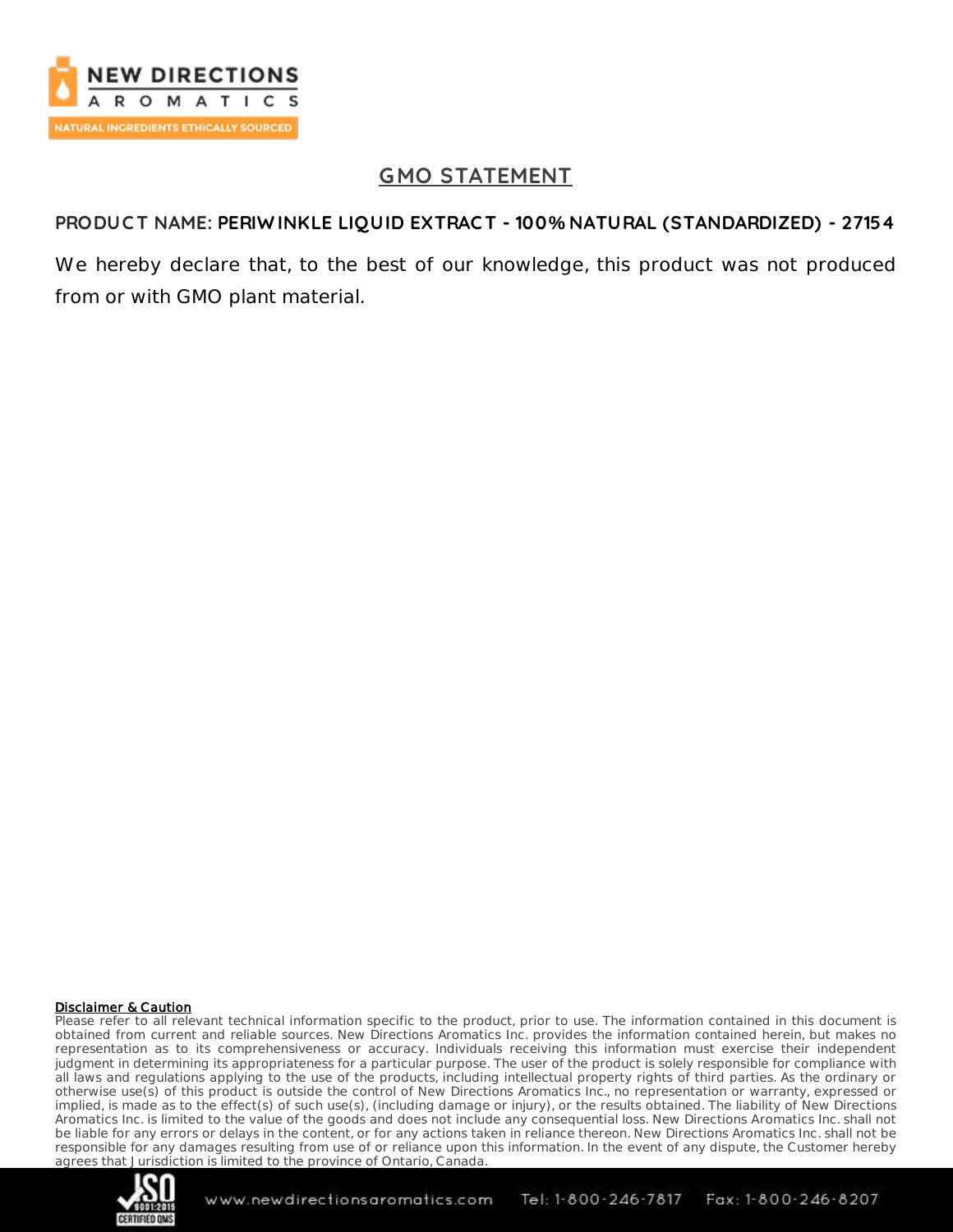# GMO STATEMENT

**PRODUCT NAME: PERIWINKLE LIQUID EXTRACT - 100% NATURAL (STANDARDIZED) - 27154**

We hereby declare that, to the best of our knowledge, this product was not produced from or with GMO plant material.

**Disclaimer & Caution**

Please refer to all relevant technical information specific to the product, prior to use. The information contained in this document is obtained from current and reliable sources. New Directions Aromatics Inc. provides the information contained herein, but makes no representation as to its comprehensiveness or accuracy. Individuals receiving this information must exercise their independent judgment in determining its appropriateness for a particular purpose. The user of the product is solely responsible for compliance with all laws and regulations applying to the use of the products, including intellectual property rights of third parties. As the ordinary or otherwise use(s) of this product is outside the control of New Directions Aromatics Inc., no representation or warranty, expressed or implied, is made as to the effect(s) of such use(s), (including damage or injury), or the results obtained. The liability of New Directions Aromatics Inc. is limited to the value of the goods and does not include any consequential loss. New Directions Aromatics Inc. shall not be liable for any errors or delays in the content, or for any actions taken in reliance thereon. New Directions Aromatics Inc. shall not be responsible for any damages resulting from use of or reliance upon this information. In the event of any dispute, the Customer hereby agrees that Jurisdiction is limited to the province of Ontario, Canada.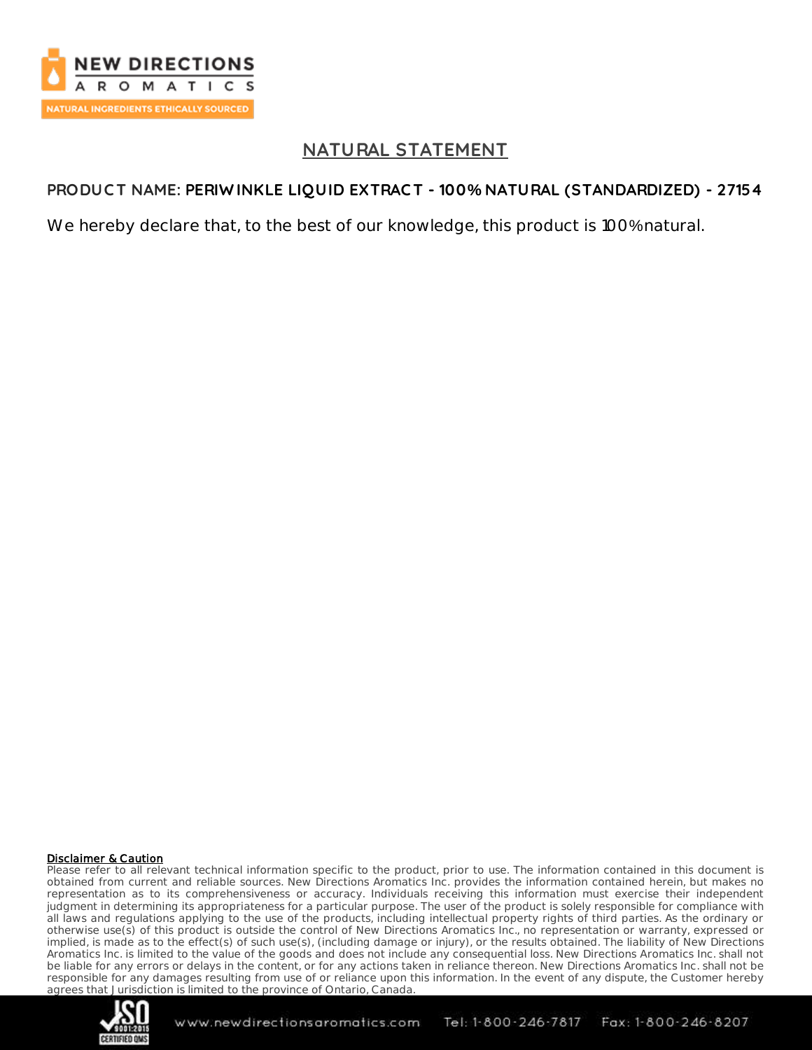# NATURAL STATEMENT

**PRODUCT NAME: PERIWINKLE LIQUID EXTRACT - 100% NATURAL (STANDARDIZED) - 27154**

We hereby declare that, to the best of our knowledge, this product is 100% natural.

**Disclaimer & Caution**

Please refer to all relevant technical information specific to the product, prior to use. The information contained in this document is obtained from current and reliable sources. New Directions Aromatics Inc. provides the information contained herein, but makes no representation as to its comprehensiveness or accuracy. Individuals receiving this information must exercise their independent judgment in determining its appropriateness for a particular purpose. The user of the product is solely responsible for compliance with all laws and regulations applying to the use of the products, including intellectual property rights of third parties. As the ordinary or otherwise use(s) of this product is outside the control of New Directions Aromatics Inc., no representation or warranty, expressed or implied, is made as to the effect(s) of such use(s), (including damage or injury), or the results obtained. The liability of New Directions Aromatics Inc. is limited to the value of the goods and does not include any consequential loss. New Directions Aromatics Inc. shall not be liable for any errors or delays in the content, or for any actions taken in reliance thereon. New Directions Aromatics Inc. shall not be responsible for any damages resulting from use of or reliance upon this information. In the event of any dispute, the Customer hereby agrees that Jurisdiction is limited to the province of Ontario, Canada.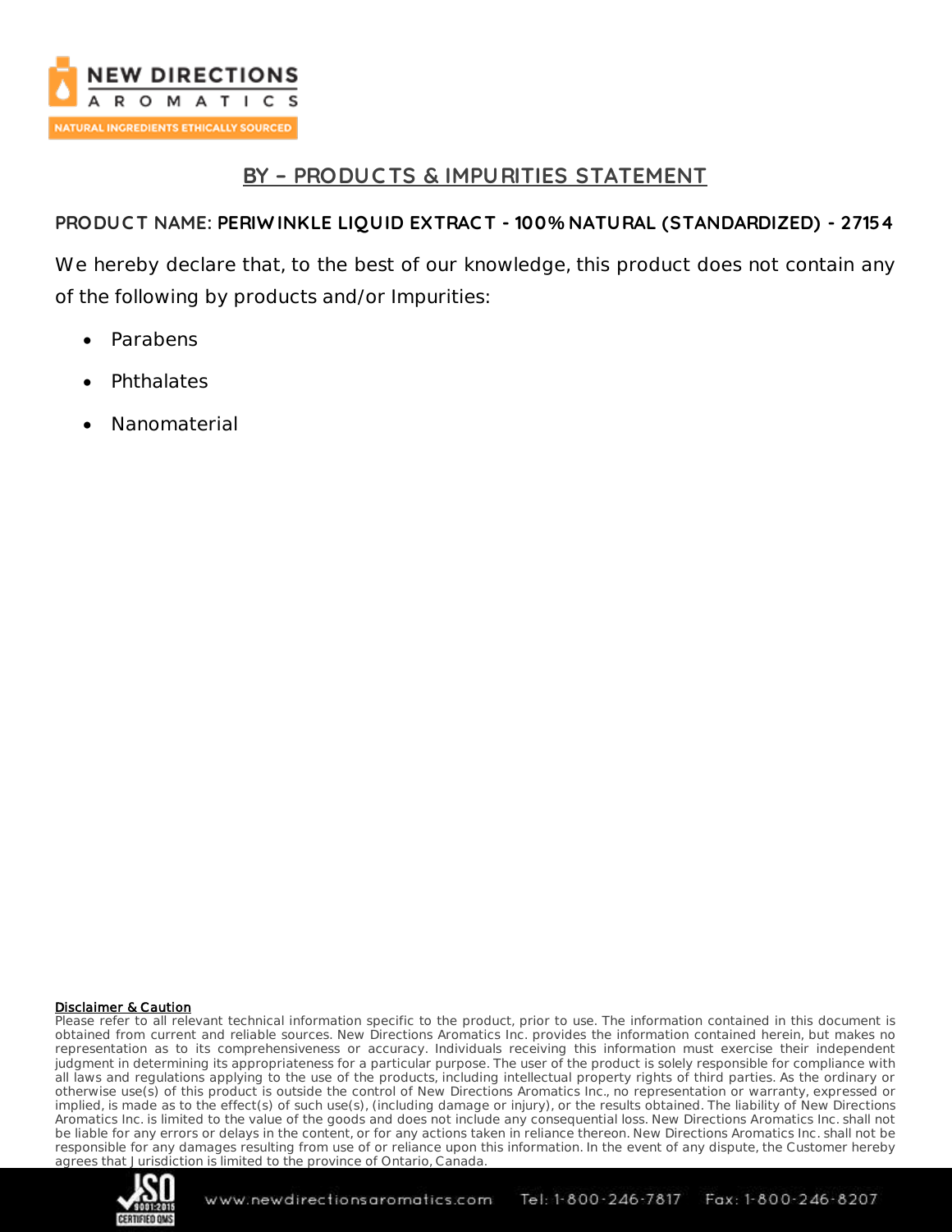## BY – PRODUCTS & IMPURITIES STATEMENT

**PRODUCT NAME: PERIWINKLE LIQUID EXTRACT - 100% NATURAL (STANDARDIZED) - 27154**

We hereby declare that, to the best of our knowledge, this product does not contain any of the following by products and/or Impurities:

- Parabens
- Phthalates
- Nanomaterial

**Disclaimer & Caution**

Please refer to all relevant technical information specific to the product, prior to use. The information contained in this document is obtained from current and reliable sources. New Directions Aromatics Inc. provides the information contained herein, but makes no representation as to its comprehensiveness or accuracy. Individuals receiving this information must exercise their independent judgment in determining its appropriateness for a particular purpose. The user of the product is solely responsible for compliance with all laws and regulations applying to the use of the products, including intellectual property rights of third parties. As the ordinary or otherwise use(s) of this product is outside the control of New Directions Aromatics Inc., no representation or warranty, expressed or implied, is made as to the effect(s) of such use(s), (including damage or injury), or the results obtained. The liability of New Directions Aromatics Inc. is limited to the value of the goods and does not include any consequential loss. New Directions Aromatics Inc. shall not be liable for any errors or delays in the content, or for any actions taken in reliance thereon. New Directions Aromatics Inc. shall not be responsible for any damages resulting from use of or reliance upon this information. In the event of any dispute, the Customer hereby agrees that Jurisdiction is limited to the province of Ontario, Canada.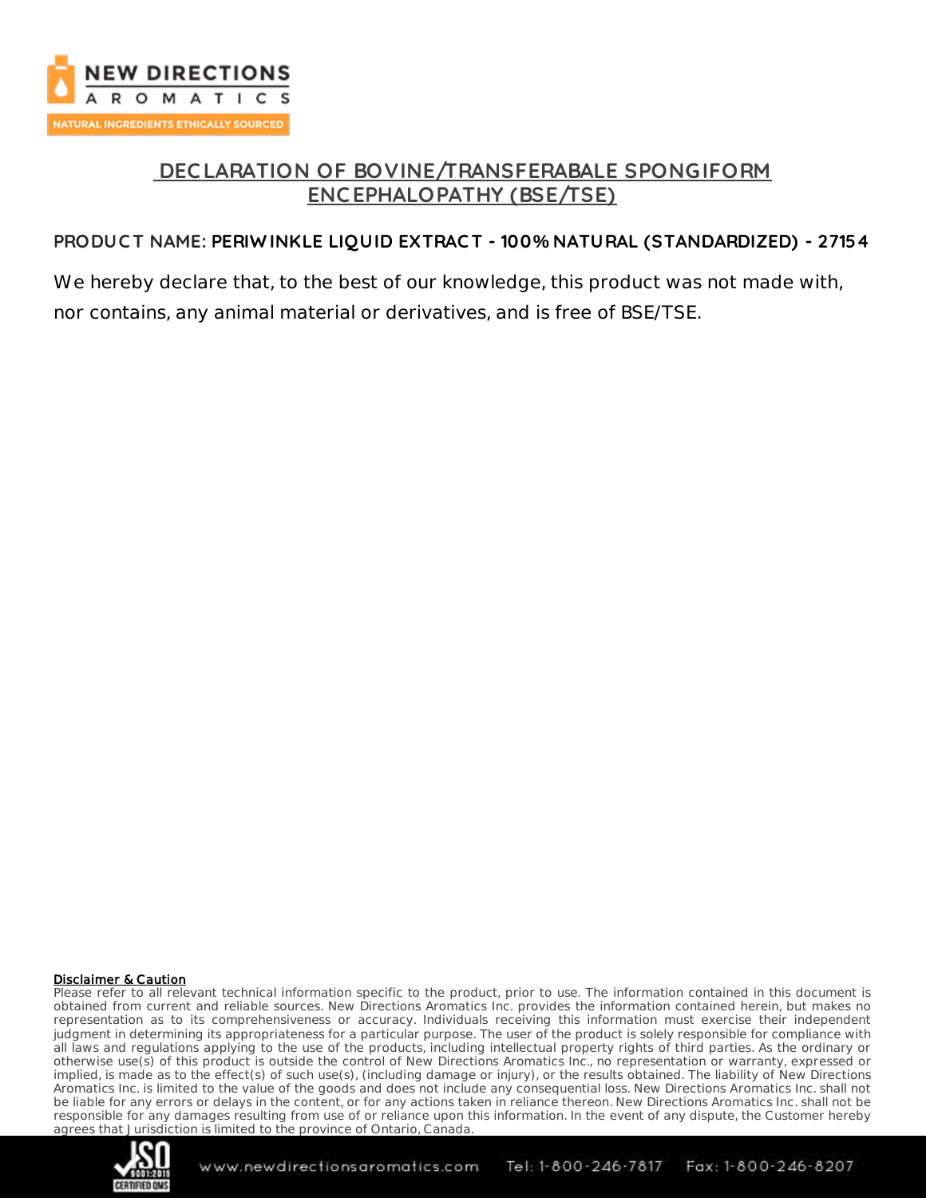# DECLARATION OF BOVINE/TRANSFERABALE SPONGIFORM ENCEPHALOPATHY (BSE/TSE)

**PRODUCT NAME: PERIWINKLE LIQUID EXTRACT - 100% NATURAL (STANDARDIZED) - 27154**

We hereby declare that, to the best of our knowledge, this product was not made with, nor contains, any animal material or derivatives, and is free of BSE/TSE.

**Disclaimer & Caution**

Please refer to all relevant technical information specific to the product, prior to use. The information contained in this document is obtained from current and reliable sources. New Directions Aromatics Inc. provides the information contained herein, but makes no representation as to its comprehensiveness or accuracy. Individuals receiving this information must exercise their independent judgment in determining its appropriateness for a particular purpose. The user of the product is solely responsible for compliance with all laws and regulations applying to the use of the products, including intellectual property rights of third parties. As the ordinary or otherwise use(s) of this product is outside the control of New Directions Aromatics Inc., no representation or warranty, expressed or implied, is made as to the effect(s) of such use(s), (including damage or injury), or the results obtained. The liability of New Directions Aromatics Inc. is limited to the value of the goods and does not include any consequential loss. New Directions Aromatics Inc. shall not be liable for any errors or delays in the content, or for any actions taken in reliance thereon. New Directions Aromatics Inc. shall not be responsible for any damages resulting from use of or reliance upon this information. In the event of any dispute, the Customer hereby agrees that Jurisdiction is limited to the province of Ontario, Canada.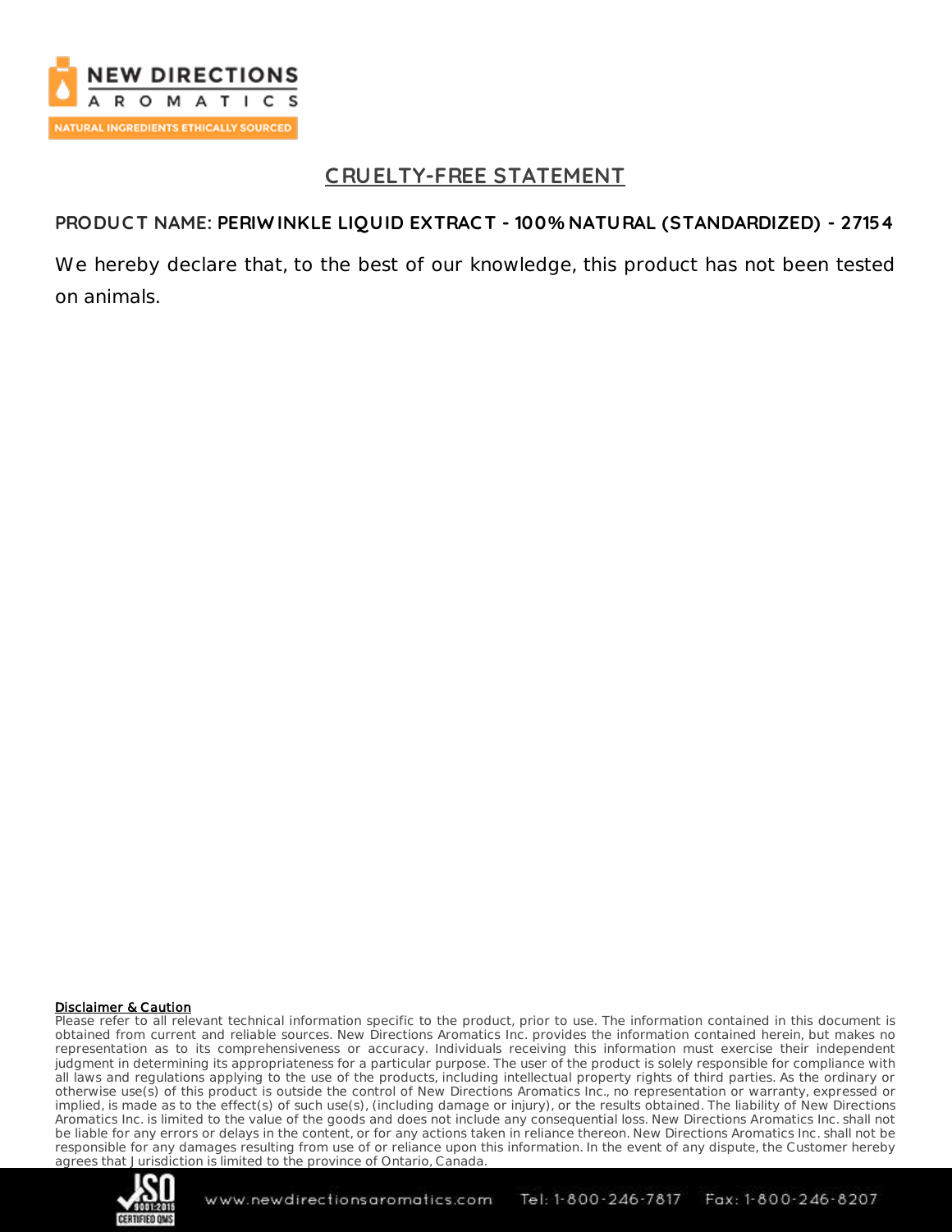## CRUELTY-FREE STATEMENT

**PRODUCT NAME: PERIWINKLE LIQUID EXTRACT - 100% NATURAL (STANDARDIZED) - 27154**

We hereby declare that, to the best of our knowledge, this product has not been tested on animals.

**Disclaimer & Caution**

Please refer to all relevant technical information specific to the product, prior to use. The information contained in this document is obtained from current and reliable sources. New Directions Aromatics Inc. provides the information contained herein, but makes no representation as to its comprehensiveness or accuracy. Individuals receiving this information must exercise their independent judgment in determining its appropriateness for a particular purpose. The user of the product is solely responsible for compliance with all laws and regulations applying to the use of the products, including intellectual property rights of third parties. As the ordinary or otherwise use(s) of this product is outside the control of New Directions Aromatics Inc., no representation or warranty, expressed or implied, is made as to the effect(s) of such use(s), (including damage or injury), or the results obtained. The liability of New Directions Aromatics Inc. is limited to the value of the goods and does not include any consequential loss. New Directions Aromatics Inc. shall not be liable for any errors or delays in the content, or for any actions taken in reliance thereon. New Directions Aromatics Inc. shall not be responsible for any damages resulting from use of or reliance upon this information. In the event of any dispute, the Customer hereby agrees that Jurisdiction is limited to the province of Ontario, Canada.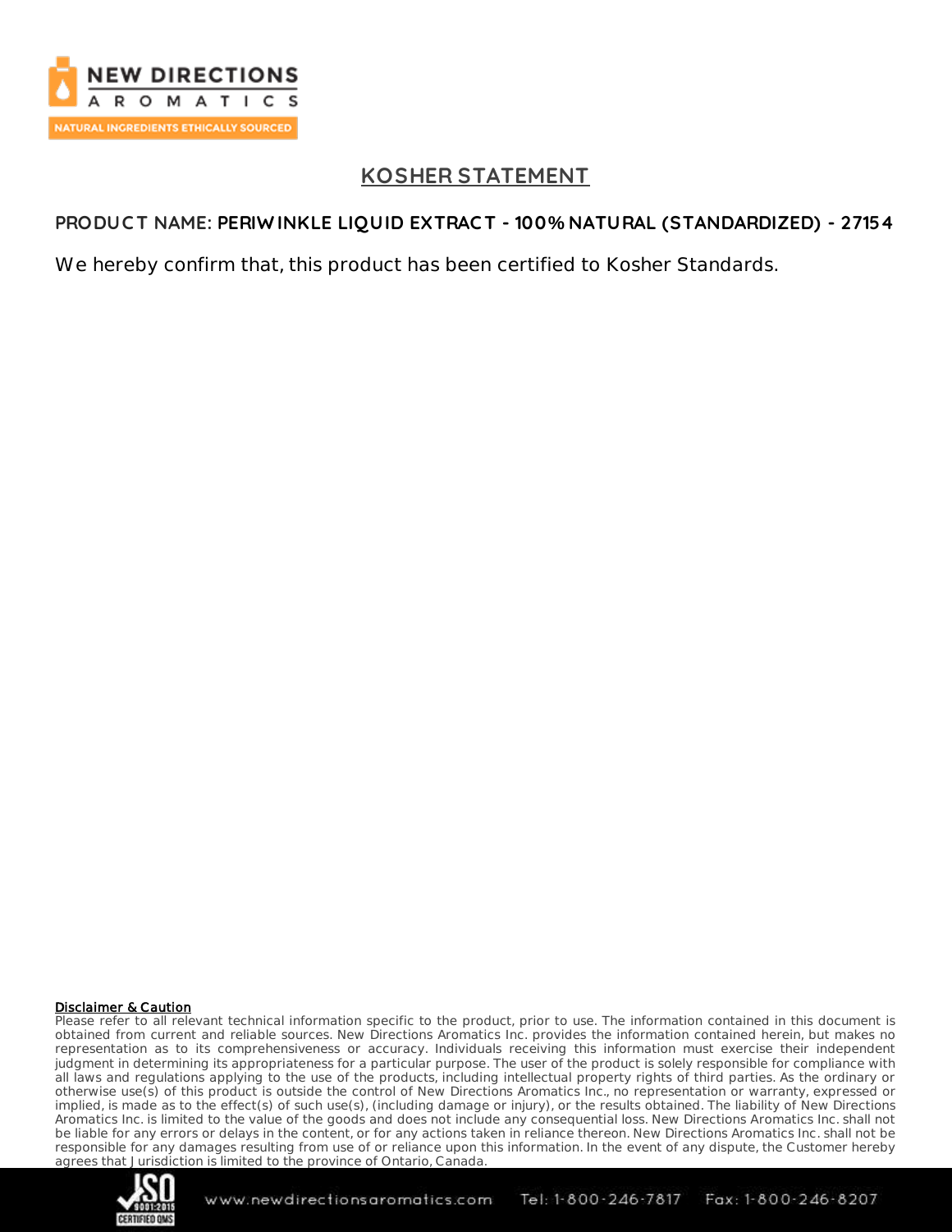## KOSHER STATEMENT

**PRODUCT NAME: PERIWINKLE LIQUID EXTRACT - 100% NATURAL (STANDARDIZED) - 27154**

We hereby confirm that, this product has been certified to Kosher Standards.

**Disclaimer & Caution**

Please refer to all relevant technical information specific to the product, prior to use. The information contained in this document is obtained from current and reliable sources. New Directions Aromatics Inc. provides the information contained herein, but makes no representation as to its comprehensiveness or accuracy. Individuals receiving this information must exercise their independent judgment in determining its appropriateness for a particular purpose. The user of the product is solely responsible for compliance with all laws and regulations applying to the use of the products, including intellectual property rights of third parties. As the ordinary or otherwise use(s) of this product is outside the control of New Directions Aromatics Inc., no representation or warranty, expressed or implied, is made as to the effect(s) of such use(s), (including damage or injury), or the results obtained. The liability of New Directions Aromatics Inc. is limited to the value of the goods and does not include any consequential loss. New Directions Aromatics Inc. shall not be liable for any errors or delays in the content, or for any actions taken in reliance thereon. New Directions Aromatics Inc. shall not be responsible for any damages resulting from use of or reliance upon this information. In the event of any dispute, the Customer hereby agrees that Jurisdiction is limited to the province of Ontario, Canada.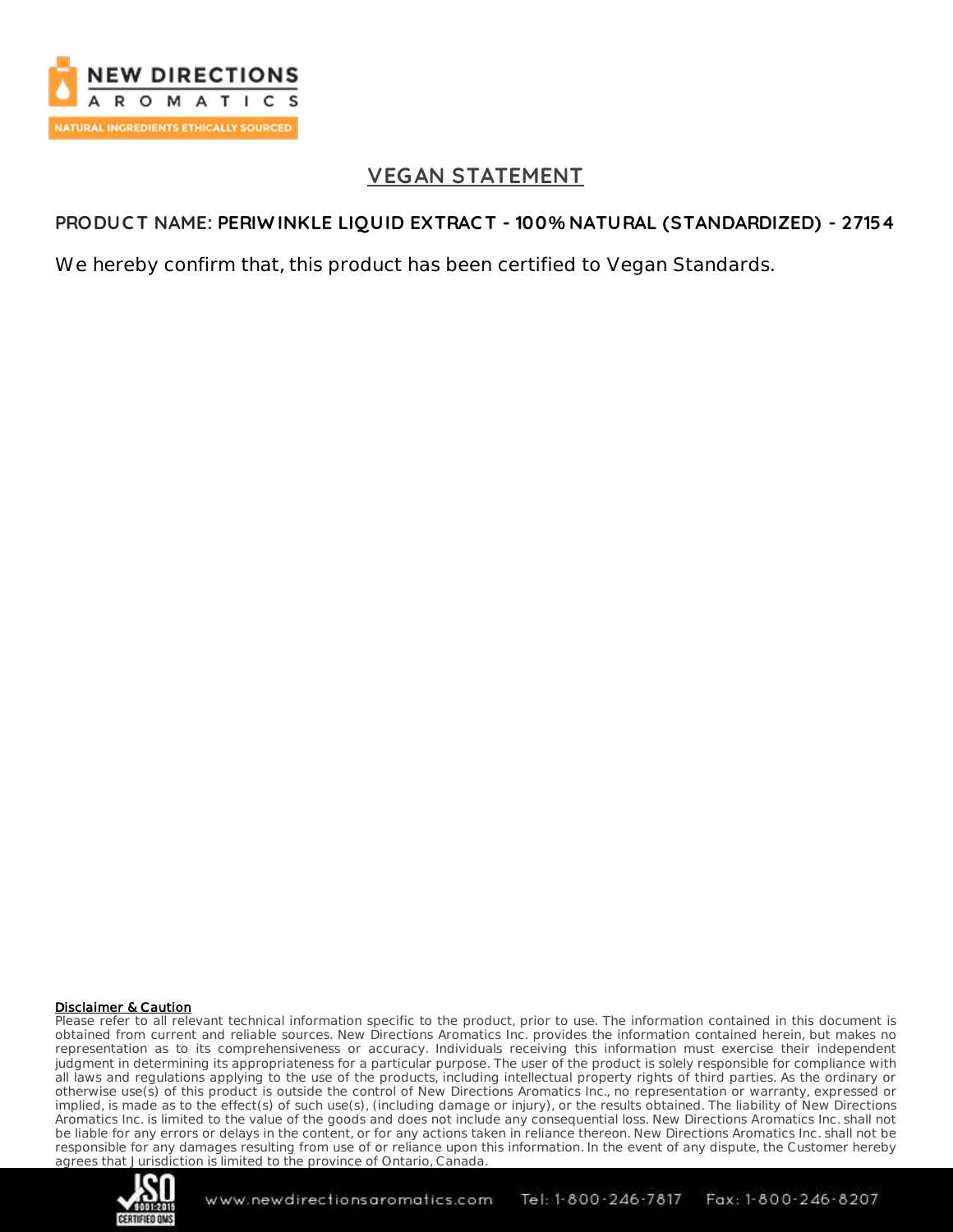## VEGAN STATEMENT

**PRODUCT NAME: PERIWINKLE LIQUID EXTRACT - 100% NATURAL (STANDARDIZED) - 27154**

We hereby confirm that, this product has been certified to Vegan Standards.

**Disclaimer & Caution**

Please refer to all relevant technical information specific to the product, prior to use. The information contained in this document is obtained from current and reliable sources. New Directions Aromatics Inc. provides the information contained herein, but makes no representation as to its comprehensiveness or accuracy. Individuals receiving this information must exercise their independent judgment in determining its appropriateness for a particular purpose. The user of the product is solely responsible for compliance with all laws and regulations applying to the use of the products, including intellectual property rights of third parties. As the ordinary or otherwise use(s) of this product is outside the control of New Directions Aromatics Inc., no representation or warranty, expressed or implied, is made as to the effect(s) of such use(s), (including damage or injury), or the results obtained. The liability of New Directions Aromatics Inc. is limited to the value of the goods and does not include any consequential loss. New Directions Aromatics Inc. shall not be liable for any errors or delays in the content, or for any actions taken in reliance thereon. New Directions Aromatics Inc. shall not be responsible for any damages resulting from use of or reliance upon this information. In the event of any dispute, the Customer hereby agrees that Jurisdiction is limited to the province of Ontario, Canada.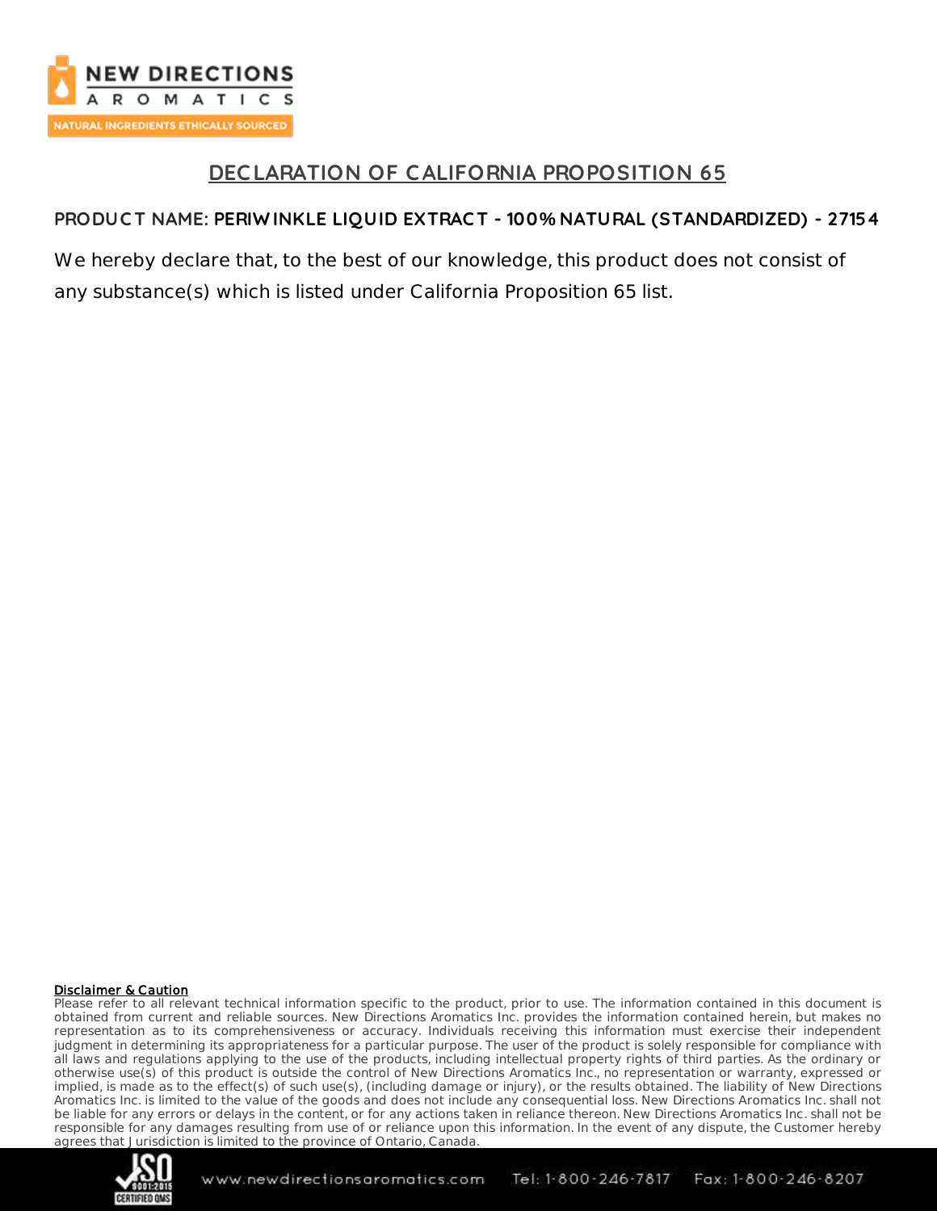# DECLARATION OF CALIFORNIA PROPOSITION 65

**PRODUCT NAME: PERIWINKLE LIQUID EXTRACT - 100% NATURAL (STANDARDIZED) - 27154**

We hereby declare that, to the best of our knowledge, this product does not consist of any substance(s) which is listed under California Proposition 65 list.

**Disclaimer & Caution**

Please refer to all relevant technical information specific to the product, prior to use. The information contained in this document is obtained from current and reliable sources. New Directions Aromatics Inc. provides the information contained herein, but makes no representation as to its comprehensiveness or accuracy. Individuals receiving this information must exercise their independent judgment in determining its appropriateness for a particular purpose. The user of the product is solely responsible for compliance with all laws and regulations applying to the use of the products, including intellectual property rights of third parties. As the ordinary or otherwise use(s) of this product is outside the control of New Directions Aromatics Inc., no representation or warranty, expressed or implied, is made as to the effect(s) of such use(s), (including damage or injury), or the results obtained. The liability of New Directions Aromatics Inc. is limited to the value of the goods and does not include any consequential loss. New Directions Aromatics Inc. shall not be liable for any errors or delays in the content, or for any actions taken in reliance thereon. New Directions Aromatics Inc. shall not be responsible for any damages resulting from use of or reliance upon this information. In the event of any dispute, the Customer hereby agrees that Jurisdiction is limited to the province of Ontario, Canada.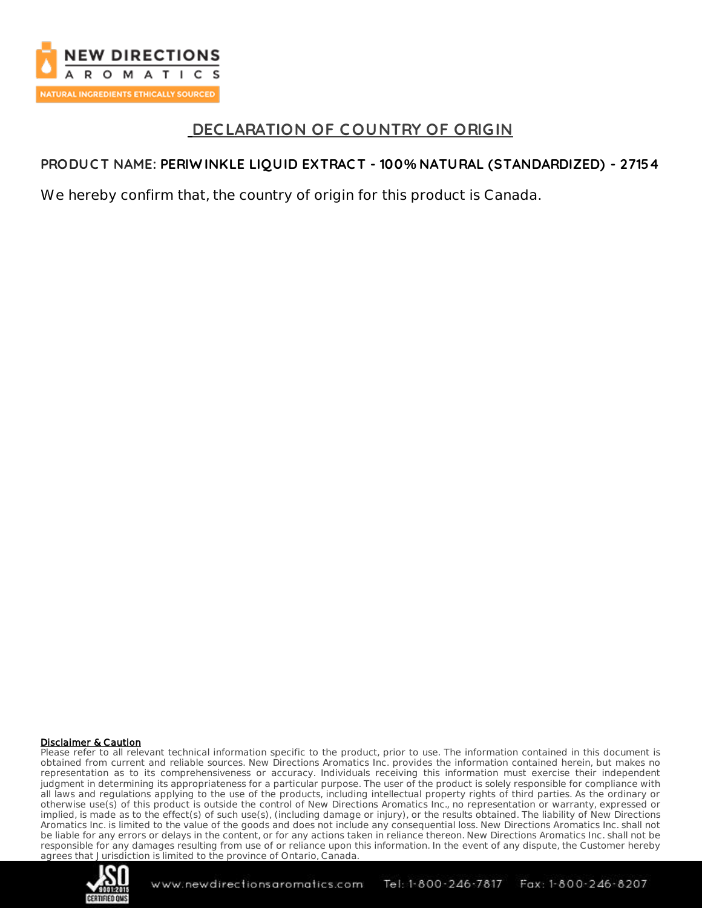# DECLARATION OF COUNTRY OF ORIGIN

**PRODUCT NAME: PERIWINKLE LIQUID EXTRACT - 100% NATURAL (STANDARDIZED) - 27154**

We hereby confirm that, the country of origin for this product is Canada.

**Disclaimer & Caution**

Please refer to all relevant technical information specific to the product, prior to use. The information contained in this document is obtained from current and reliable sources. New Directions Aromatics Inc. provides the information contained herein, but makes no representation as to its comprehensiveness or accuracy. Individuals receiving this information must exercise their independent judgment in determining its appropriateness for a particular purpose. The user of the product is solely responsible for compliance with all laws and regulations applying to the use of the products, including intellectual property rights of third parties. As the ordinary or otherwise use(s) of this product is outside the control of New Directions Aromatics Inc., no representation or warranty, expressed or implied, is made as to the effect(s) of such use(s), (including damage or injury), or the results obtained. The liability of New Directions Aromatics Inc. is limited to the value of the goods and does not include any consequential loss. New Directions Aromatics Inc. shall not be liable for any errors or delays in the content, or for any actions taken in reliance thereon. New Directions Aromatics Inc. shall not be responsible for any damages resulting from use of or reliance upon this information. In the event of any dispute, the Customer hereby agrees that Jurisdiction is limited to the province of Ontario, Canada.